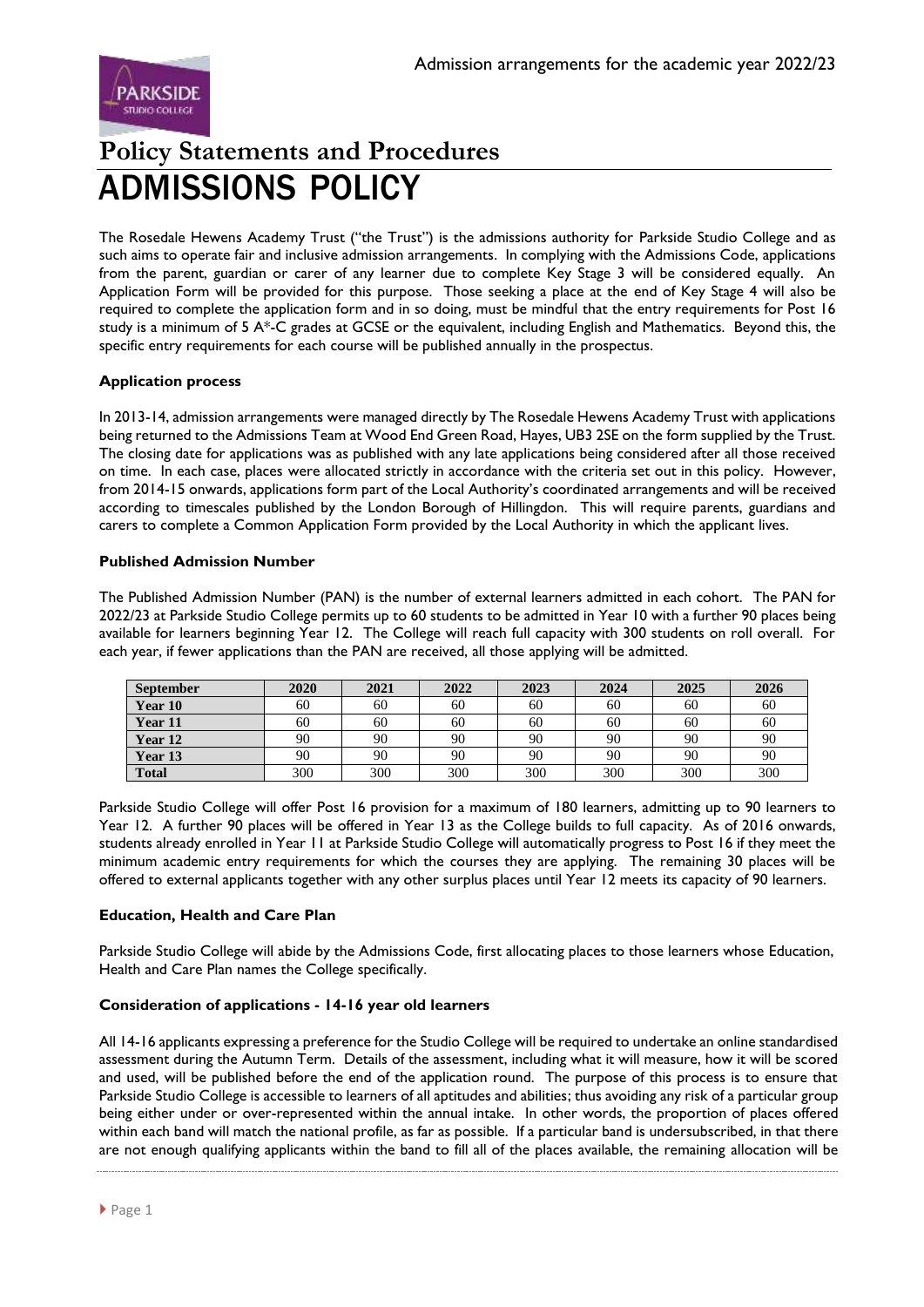# Policy Statements and Procedures

# ADMISSIONS POLICY

The Rosedale Hewens Academy Trust ("the Trust") is the admissions authority for Parkside Studio College and as such aims to operate fair and inclusive admission arrangements. In complying with the Admissions Code, applications from the parent, guardian or carer of any learner due to complete Key Stage 3 will be considered equally. An Application Form will be provided for this purpose. Those seeking a place at the end of Key Stage 4 will also be required to complete the application form and in so doing, must be mindful that the entry requirements for Post 16 study is a minimum of 5 A*-C grades at GCSE or the equivalent, including English and Mathematics. Beyond this, the specific entry requirements for each course will be published annually in the prospectus.

**Application process**

In 2013-14, admission arrangements were managed directly by The Rosedale Hewens Academy Trust with applications being returned to the Admissions Team at Wood End Green Road, Hayes, UB3 2SE on the form supplied by the Trust. The closing date for applications was as published with any late applications being considered after all those received on time. In each case, places were allocated strictly in accordance with the criteria set out in this policy. However, from 2014-15 onwards, applications form part of the Local Authority's coordinated arrangements and will be received according to timescales published by the London Borough of Hillingdon. This will require parents, guardians and carers to complete a Common Application Form provided by the Local Authority in which the applicant lives.

**Published Admission Number**

The Published Admission Number (PAN) is the number of external learners admitted in each cohort. The PAN for 2022/23 at Parkside Studio College permits up to 60 students to be admitted in Year 10 with a further 90 places being available for learners beginning Year 12. The College will reach full capacity with 300 students on roll overall. For each year, if fewer applications than the PAN are received, all those applying will be admitted.

| September | 2020 | 2021 | 2022 | 2023 | 2024 | 2025 | 2026 |
|---|---|---|---|---|---|---|---|
| Year 10 | 60 | 60 | 60 | 60 | 60 | 60 | 60 |
| Year 11 | 60 | 60 | 60 | 60 | 60 | 60 | 60 |
| Year 12 | 90 | 90 | 90 | 90 | 90 | 90 | 90 |
| Year 13 | 90 | 90 | 90 | 90 | 90 | 90 | 90 |
| Total | 300 | 300 | 300 | 300 | 300 | 300 | 300 |

Parkside Studio College will offer Post 16 provision for a maximum of 180 learners, admitting up to 90 learners to Year 12. A further 90 places will be offered in Year 13 as the College builds to full capacity. As of 2016 onwards, students already enrolled in Year 11 at Parkside Studio College will automatically progress to Post 16 if they meet the minimum academic entry requirements for which the courses they are applying. The remaining 30 places will be offered to external applicants together with any other surplus places until Year 12 meets its capacity of 90 learners.

**Education, Health and Care Plan**

Parkside Studio College will abide by the Admissions Code, first allocating places to those learners whose Education, Health and Care Plan names the College specifically.

**Consideration of applications - 14-16 year old learners**

All 14-16 applicants expressing a preference for the Studio College will be required to undertake an online standardised assessment during the Autumn Term. Details of the assessment, including what it will measure, how it will be scored and used, will be published before the end of the application round. The purpose of this process is to ensure that Parkside Studio College is accessible to learners of all aptitudes and abilities; thus avoiding any risk of a particular group being either under or over-represented within the annual intake. In other words, the proportion of places offered within each band will match the national profile, as far as possible. If a particular band is undersubscribed, in that there are not enough qualifying applicants within the band to fill all of the places available, the remaining allocation will be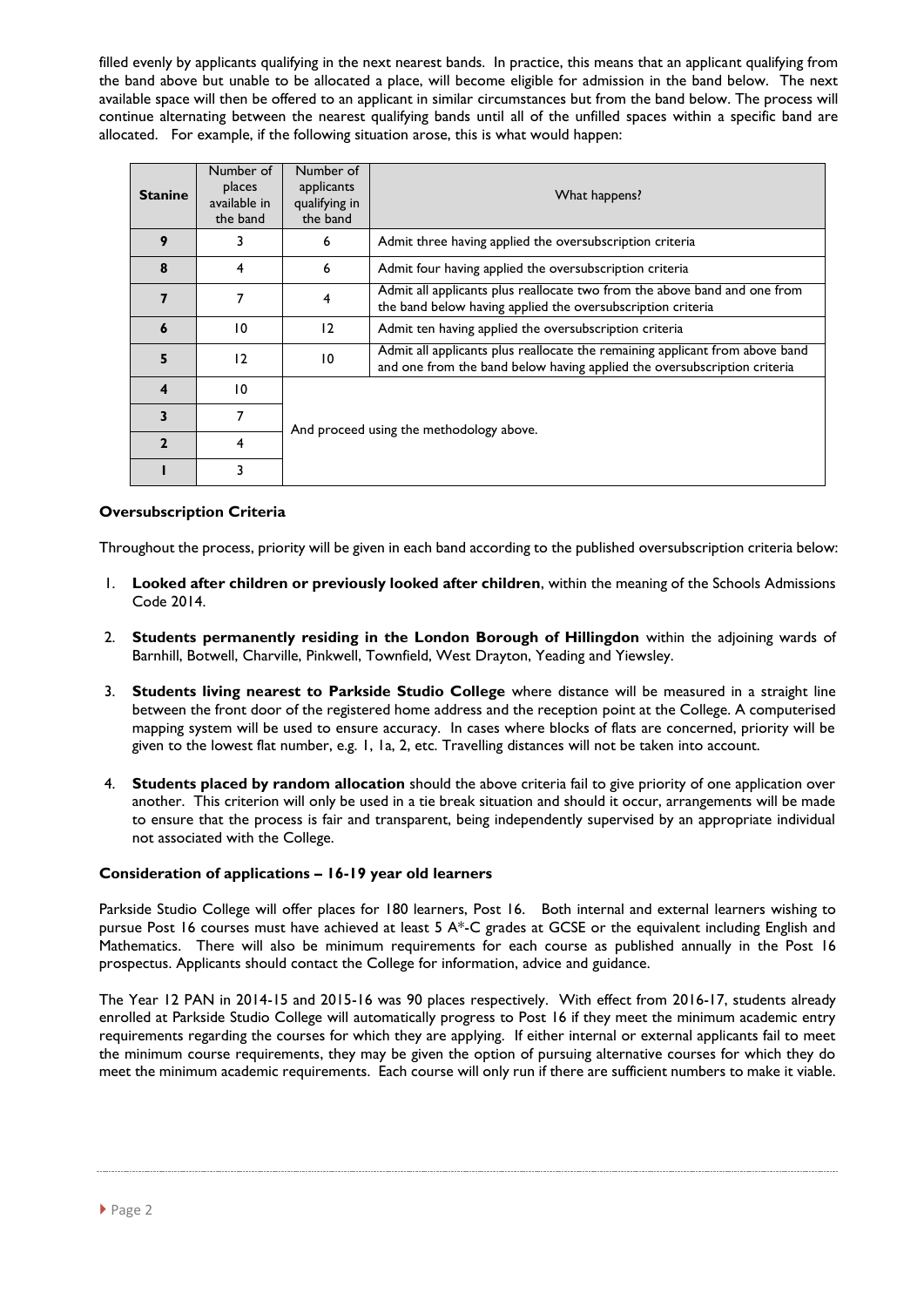filled evenly by applicants qualifying in the next nearest bands. In practice, this means that an applicant qualifying from the band above but unable to be allocated a place, will become eligible for admission in the band below. The next available space will then be offered to an applicant in similar circumstances but from the band below. The process will continue alternating between the nearest qualifying bands until all of the unfilled spaces within a specific band are allocated. For example, if the following situation arose, this is what would happen:

| Stanine | Number of places available in the band | Number of applicants qualifying in the band | What happens? |
|---|---|---|---|
| 9 | 3 | 6 | Admit three having applied the oversubscription criteria |
| 8 | 4 | 6 | Admit four having applied the oversubscription criteria |
| 7 | 7 | 4 | Admit all applicants plus reallocate two from the above band and one from the band below having applied the oversubscription criteria |
| 6 | 10 | 12 | Admit ten having applied the oversubscription criteria |
| 5 | 12 | 10 | Admit all applicants plus reallocate the remaining applicant from above band and one from the band below having applied the oversubscription criteria |
| 4 | 10 | And proceed using the methodology above. | |
| 3 | 7 | | |
| 2 | 4 | | |
| 1 | 3 | | |

**Oversubscription Criteria**

Throughout the process, priority will be given in each band according to the published oversubscription criteria below:

1. **Looked after children or previously looked after children**, within the meaning of the Schools Admissions Code 2014.

2. **Students permanently residing in the London Borough of Hillingdon** within the adjoining wards of Barnhill, Botwell, Charville, Pinkwell, Townfield, West Drayton, Yeading and Yiewsley.

3. **Students living nearest to Parkside Studio College** where distance will be measured in a straight line between the front door of the registered home address and the reception point at the College. A computerised mapping system will be used to ensure accuracy. In cases where blocks of flats are concerned, priority will be given to the lowest flat number, e.g. 1, 1a, 2, etc. Travelling distances will not be taken into account.

4. **Students placed by random allocation** should the above criteria fail to give priority of one application over another. This criterion will only be used in a tie break situation and should it occur, arrangements will be made to ensure that the process is fair and transparent, being independently supervised by an appropriate individual not associated with the College.

**Consideration of applications – 16-19 year old learners**

Parkside Studio College will offer places for 180 learners, Post 16. Both internal and external learners wishing to pursue Post 16 courses must have achieved at least 5 A*-C grades at GCSE or the equivalent including English and Mathematics. There will also be minimum requirements for each course as published annually in the Post 16 prospectus. Applicants should contact the College for information, advice and guidance.

The Year 12 PAN in 2014-15 and 2015-16 was 90 places respectively. With effect from 2016-17, students already enrolled at Parkside Studio College will automatically progress to Post 16 if they meet the minimum academic entry requirements regarding the courses for which they are applying. If either internal or external applicants fail to meet the minimum course requirements, they may be given the option of pursuing alternative courses for which they do meet the minimum academic requirements. Each course will only run if there are sufficient numbers to make it viable.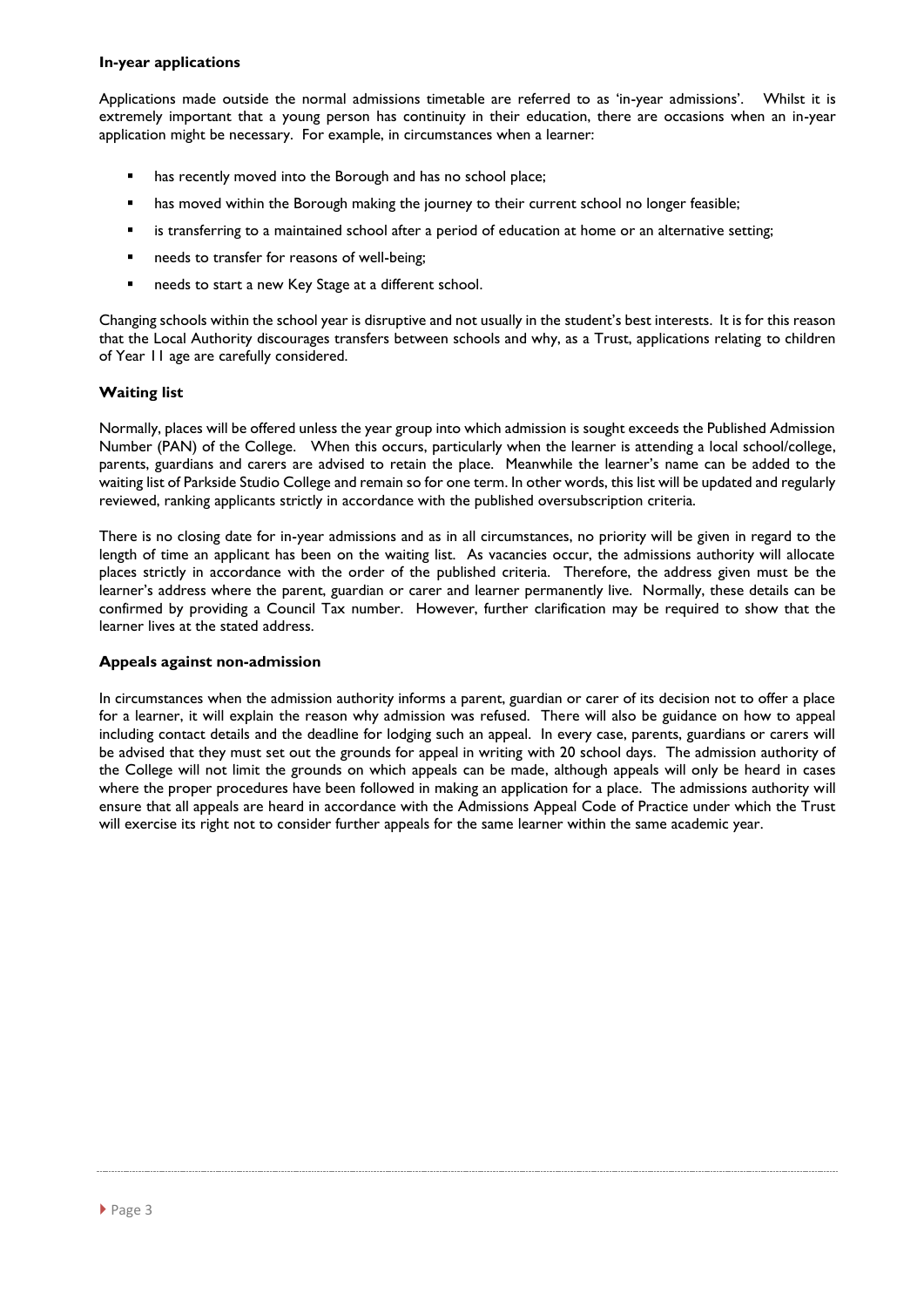**In-year applications**

Applications made outside the normal admissions timetable are referred to as 'in-year admissions'. Whilst it is extremely important that a young person has continuity in their education, there are occasions when an in-year application might be necessary. For example, in circumstances when a learner:

- has recently moved into the Borough and has no school place;
- has moved within the Borough making the journey to their current school no longer feasible;
- is transferring to a maintained school after a period of education at home or an alternative setting;
- needs to transfer for reasons of well-being;
- needs to start a new Key Stage at a different school.

Changing schools within the school year is disruptive and not usually in the student's best interests. It is for this reason that the Local Authority discourages transfers between schools and why, as a Trust, applications relating to children of Year 11 age are carefully considered.

**Waiting list**

Normally, places will be offered unless the year group into which admission is sought exceeds the Published Admission Number (PAN) of the College. When this occurs, particularly when the learner is attending a local school/college, parents, guardians and carers are advised to retain the place. Meanwhile the learner's name can be added to the waiting list of Parkside Studio College and remain so for one term. In other words, this list will be updated and regularly reviewed, ranking applicants strictly in accordance with the published oversubscription criteria.

There is no closing date for in-year admissions and as in all circumstances, no priority will be given in regard to the length of time an applicant has been on the waiting list. As vacancies occur, the admissions authority will allocate places strictly in accordance with the order of the published criteria. Therefore, the address given must be the learner's address where the parent, guardian or carer and learner permanently live. Normally, these details can be confirmed by providing a Council Tax number. However, further clarification may be required to show that the learner lives at the stated address.

**Appeals against non-admission**

In circumstances when the admission authority informs a parent, guardian or carer of its decision not to offer a place for a learner, it will explain the reason why admission was refused. There will also be guidance on how to appeal including contact details and the deadline for lodging such an appeal. In every case, parents, guardians or carers will be advised that they must set out the grounds for appeal in writing with 20 school days. The admission authority of the College will not limit the grounds on which appeals can be made, although appeals will only be heard in cases where the proper procedures have been followed in making an application for a place. The admissions authority will ensure that all appeals are heard in accordance with the Admissions Appeal Code of Practice under which the Trust will exercise its right not to consider further appeals for the same learner within the same academic year.